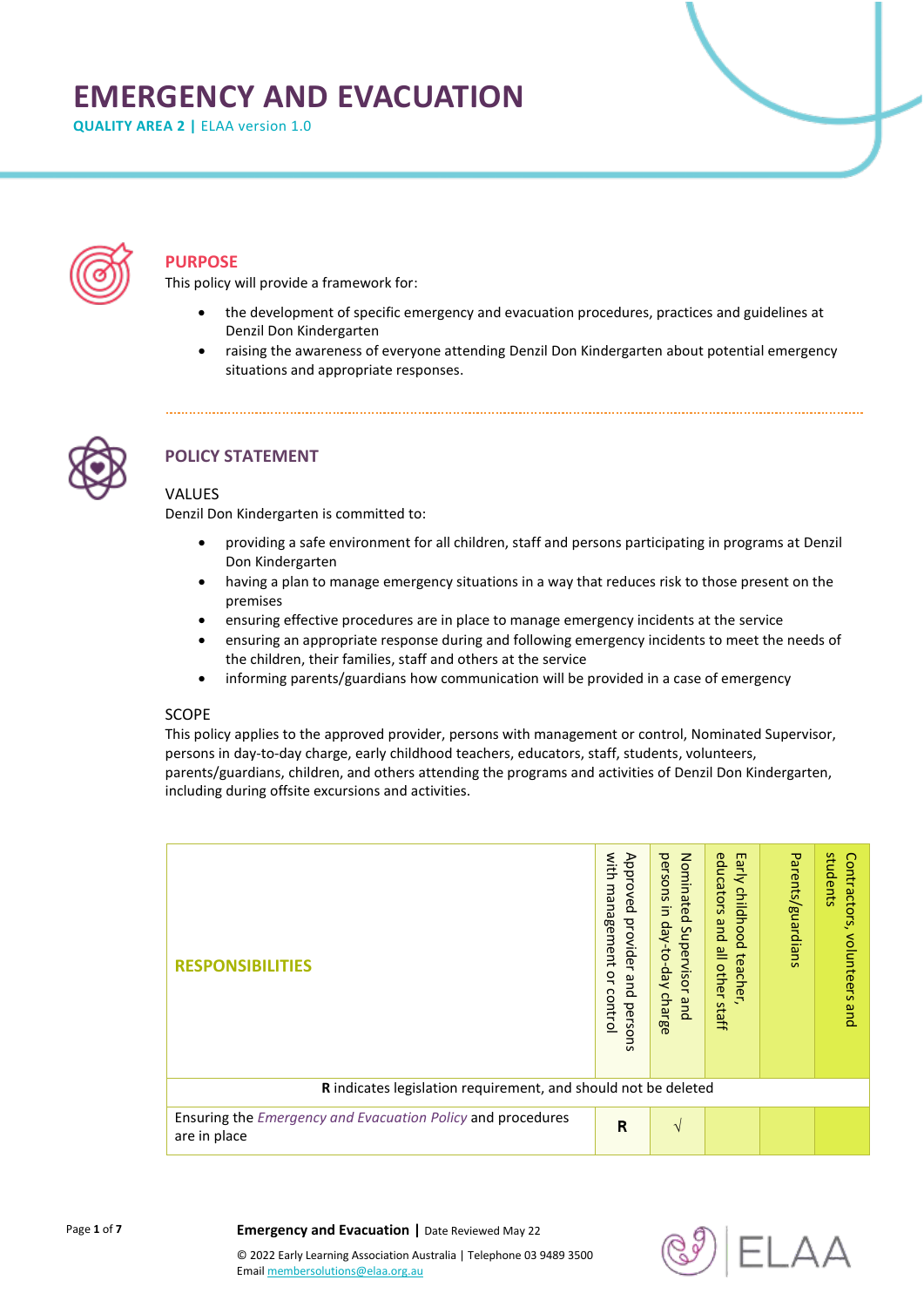# EMERGENCY AND EVACUATION

**QUALITY AREA 2 |** ELAA version 1.0

## PURPOSE

This policy will provide a framework for:

- the development of specific emergency and evacuation procedures, practices and guidelines at Denzil Don Kindergarten
- raising the awareness of everyone attending Denzil Don Kindergarten about potential emergency situations and appropriate responses.

## POLICY STATEMENT

### VALUES

Denzil Don Kindergarten is committed to:

- providing a safe environment for all children, staff and persons participating in programs at Denzil Don Kindergarten
- having a plan to manage emergency situations in a way that reduces risk to those present on the premises
- ensuring effective procedures are in place to manage emergency incidents at the service
- ensuring an appropriate response during and following emergency incidents to meet the needs of the children, their families, staff and others at the service
- informing parents/guardians how communication will be provided in a case of emergency

### SCOPE

This policy applies to the approved provider, persons with management or control, Nominated Supervisor, persons in day-to-day charge, early childhood teachers, educators, staff, students, volunteers, parents/guardians, children, and others attending the programs and activities of Denzil Don Kindergarten, including during offsite excursions and activities.

| RESPONSIBILITIES | Approved provider and persons with management or control | Nominated Supervisor and persons in day-to-day charge | Early childhood teacher, educators and all other staff | Parents/guardians | Contractors, volunteers and students |
|---|---|---|---|---|---|
| **R** indicates legislation requirement, and should not be deleted | | | | | |
| Ensuring the *Emergency and Evacuation Policy* and procedures are in place | **R** | √ | | | |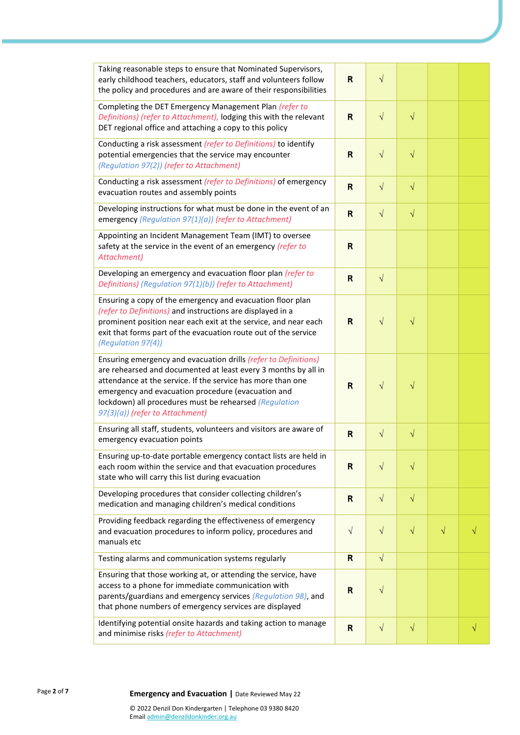| | | | | | |
|---|---|---|---|---|---|
| Taking reasonable steps to ensure that Nominated Supervisors, early childhood teachers, educators, staff and volunteers follow the policy and procedures and are aware of their responsibilities | **R** | √ | | | |
| Completing the DET Emergency Management Plan *(refer to Definitions) (refer to Attachment),* lodging this with the relevant DET regional office and attaching a copy to this policy | **R** | √ | √ | | |
| Conducting a risk assessment *(refer to Definitions)* to identify potential emergencies that the service may encounter *(Regulation 97(2)) (refer to Attachment)* | **R** | √ | √ | | |
| Conducting a risk assessment *(refer to Definitions)* of emergency evacuation routes and assembly points | **R** | √ | √ | | |
| Developing instructions for what must be done in the event of an emergency *(Regulation 97(1)(a)) (refer to Attachment)* | **R** | √ | √ | | |
| Appointing an Incident Management Team (IMT) to oversee safety at the service in the event of an emergency *(refer to Attachment)* | **R** | | | | |
| Developing an emergency and evacuation floor plan *(refer to Definitions) (Regulation 97(1)(b)) (refer to Attachment)* | **R** | √ | | | |
| Ensuring a copy of the emergency and evacuation floor plan *(refer to Definitions)* and instructions are displayed in a prominent position near each exit at the service, and near each exit that forms part of the evacuation route out of the service *(Regulation 97(4))* | **R** | √ | √ | | |
| Ensuring emergency and evacuation drills *(refer to Definitions)* are rehearsed and documented at least every 3 months by all in attendance at the service. If the service has more than one emergency and evacuation procedure (evacuation and lockdown) all procedures must be rehearsed *(Regulation 97(3)(a)) (refer to Attachment)* | **R** | √ | √ | | |
| Ensuring all staff, students, volunteers and visitors are aware of emergency evacuation points | **R** | √ | √ | | |
| Ensuring up-to-date portable emergency contact lists are held in each room within the service and that evacuation procedures state who will carry this list during evacuation | **R** | √ | √ | | |
| Developing procedures that consider collecting children's medication and managing children's medical conditions | **R** | √ | √ | | |
| Providing feedback regarding the effectiveness of emergency and evacuation procedures to inform policy, procedures and manuals etc | √ | √ | √ | √ | √ |
| Testing alarms and communication systems regularly | **R** | √ | | | |
| Ensuring that those working at, or attending the service, have access to a phone for immediate communication with parents/guardians and emergency services *(Regulation 98)*, and that phone numbers of emergency services are displayed | **R** | √ | | | |
| Identifying potential onsite hazards and taking action to manage and minimise risks *(refer to Attachment)* | **R** | √ | √ | | √ |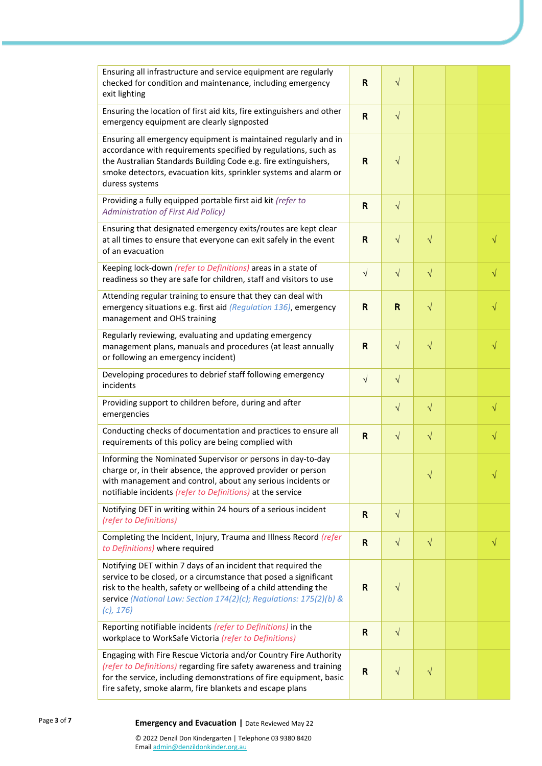| | | | | | |
|---|---|---|---|---|---|
| Ensuring all infrastructure and service equipment are regularly checked for condition and maintenance, including emergency exit lighting | R | √ | | | |
| Ensuring the location of first aid kits, fire extinguishers and other emergency equipment are clearly signposted | R | √ | | | |
| Ensuring all emergency equipment is maintained regularly and in accordance with requirements specified by regulations, such as the Australian Standards Building Code e.g. fire extinguishers, smoke detectors, evacuation kits, sprinkler systems and alarm or duress systems | R | √ | | | |
| Providing a fully equipped portable first aid kit *(refer to Administration of First Aid Policy)* | R | √ | | | |
| Ensuring that designated emergency exits/routes are kept clear at all times to ensure that everyone can exit safely in the event of an evacuation | R | √ | √ | | √ |
| Keeping lock-down *(refer to Definitions)* areas in a state of readiness so they are safe for children, staff and visitors to use | √ | √ | √ | | √ |
| Attending regular training to ensure that they can deal with emergency situations e.g. first aid *(Regulation 136)*, emergency management and OHS training | R | R | √ | | √ |
| Regularly reviewing, evaluating and updating emergency management plans, manuals and procedures (at least annually or following an emergency incident) | R | √ | √ | | √ |
| Developing procedures to debrief staff following emergency incidents | √ | √ | | | |
| Providing support to children before, during and after emergencies | | √ | √ | | √ |
| Conducting checks of documentation and practices to ensure all requirements of this policy are being complied with | R | √ | √ | | √ |
| Informing the Nominated Supervisor or persons in day-to-day charge or, in their absence, the approved provider or person with management and control, about any serious incidents or notifiable incidents *(refer to Definitions)* at the service | | | √ | | √ |
| Notifying DET in writing within 24 hours of a serious incident *(refer to Definitions)* | R | √ | | | |
| Completing the Incident, Injury, Trauma and Illness Record *(refer to Definitions)* where required | R | √ | √ | | √ |
| Notifying DET within 7 days of an incident that required the service to be closed, or a circumstance that posed a significant risk to the health, safety or wellbeing of a child attending the service *(National Law: Section 174(2)(c); Regulations: 175(2)(b) & (c), 176)* | R | √ | | | |
| Reporting notifiable incidents *(refer to Definitions)* in the workplace to WorkSafe Victoria *(refer to Definitions)* | R | √ | | | |
| Engaging with Fire Rescue Victoria and/or Country Fire Authority *(refer to Definitions)* regarding fire safety awareness and training for the service, including demonstrations of fire equipment, basic fire safety, smoke alarm, fire blankets and escape plans | R | √ | √ | | |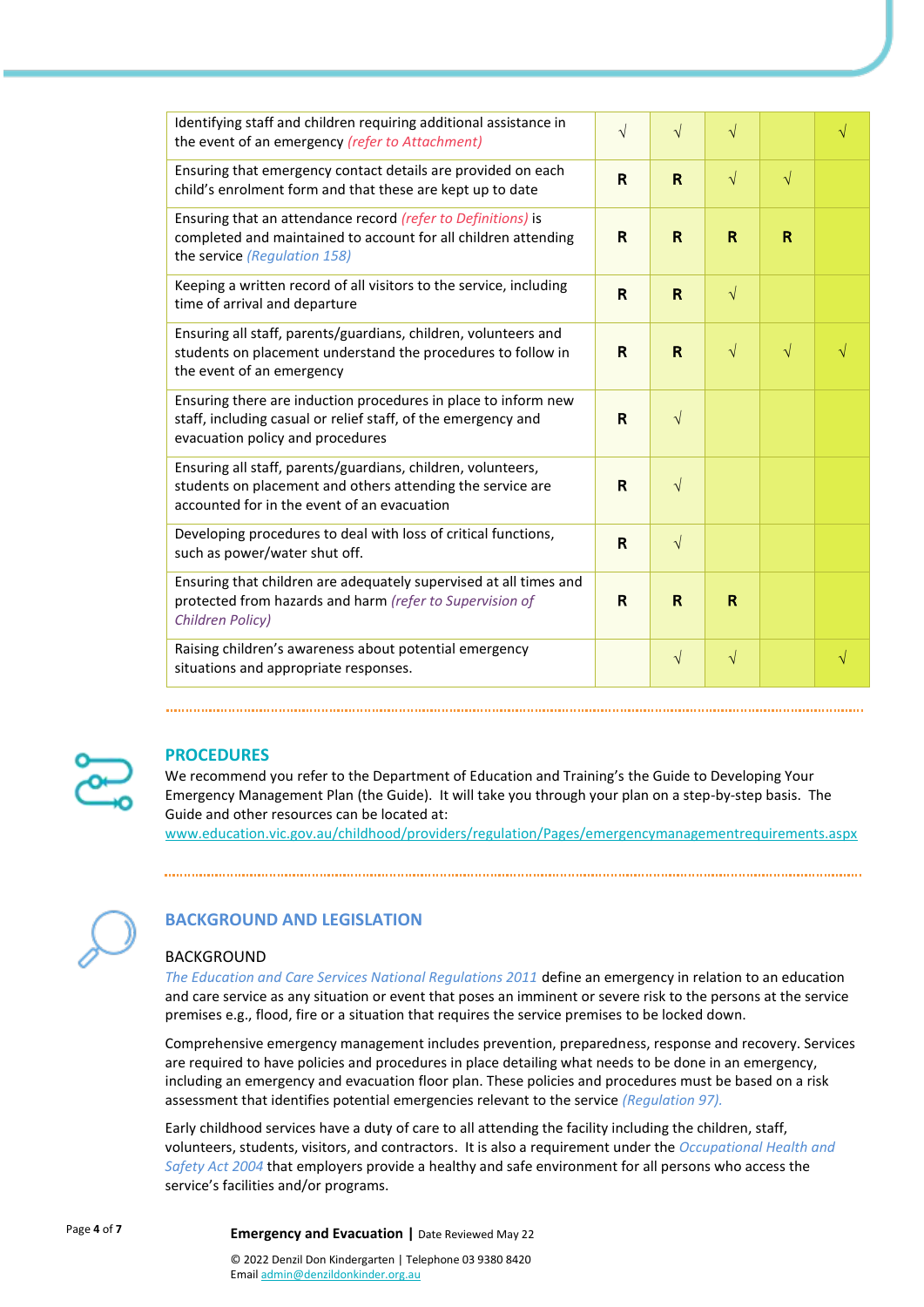| | | | | | |
|---|---|---|---|---|---|
| Identifying staff and children requiring additional assistance in the event of an emergency *(refer to Attachment)* | √ | √ | √ | | √ |
| Ensuring that emergency contact details are provided on each child's enrolment form and that these are kept up to date | **R** | **R** | √ | √ | |
| Ensuring that an attendance record *(refer to Definitions)* is completed and maintained to account for all children attending the service *(Regulation 158)* | **R** | **R** | **R** | **R** | |
| Keeping a written record of all visitors to the service, including time of arrival and departure | **R** | **R** | √ | | |
| Ensuring all staff, parents/guardians, children, volunteers and students on placement understand the procedures to follow in the event of an emergency | **R** | **R** | √ | √ | √ |
| Ensuring there are induction procedures in place to inform new staff, including casual or relief staff, of the emergency and evacuation policy and procedures | **R** | √ | | | |
| Ensuring all staff, parents/guardians, children, volunteers, students on placement and others attending the service are accounted for in the event of an evacuation | **R** | √ | | | |
| Developing procedures to deal with loss of critical functions, such as power/water shut off. | **R** | √ | | | |
| Ensuring that children are adequately supervised at all times and protected from hazards and harm *(refer to Supervision of Children Policy)* | **R** | **R** | **R** | | |
| Raising children's awareness about potential emergency situations and appropriate responses. | | √ | √ | | √ |

## PROCEDURES

We recommend you refer to the Department of Education and Training's the Guide to Developing Your Emergency Management Plan (the Guide). It will take you through your plan on a step-by-step basis. The Guide and other resources can be located at: www.education.vic.gov.au/childhood/providers/regulation/Pages/emergencymanagementrequirements.aspx

## BACKGROUND AND LEGISLATION

### BACKGROUND

*The Education and Care Services National Regulations 2011* define an emergency in relation to an education and care service as any situation or event that poses an imminent or severe risk to the persons at the service premises e.g., flood, fire or a situation that requires the service premises to be locked down.

Comprehensive emergency management includes prevention, preparedness, response and recovery. Services are required to have policies and procedures in place detailing what needs to be done in an emergency, including an emergency and evacuation floor plan. These policies and procedures must be based on a risk assessment that identifies potential emergencies relevant to the service *(Regulation 97).*

Early childhood services have a duty of care to all attending the facility including the children, staff, volunteers, students, visitors, and contractors. It is also a requirement under the *Occupational Health and Safety Act 2004* that employers provide a healthy and safe environment for all persons who access the service's facilities and/or programs.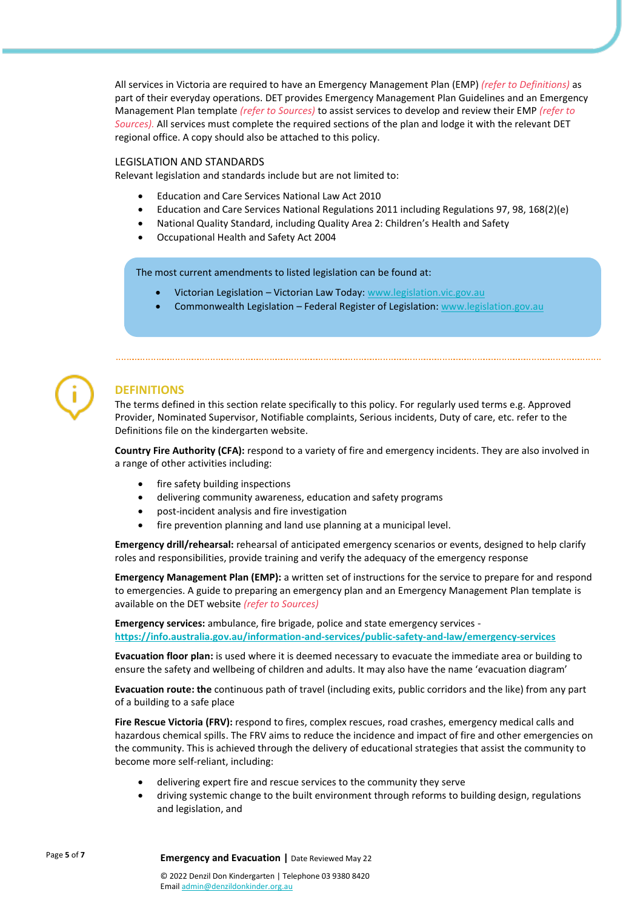All services in Victoria are required to have an Emergency Management Plan (EMP) *(refer to Definitions)* as part of their everyday operations. DET provides Emergency Management Plan Guidelines and an Emergency Management Plan template *(refer to Sources)* to assist services to develop and review their EMP *(refer to Sources).* All services must complete the required sections of the plan and lodge it with the relevant DET regional office. A copy should also be attached to this policy.

### LEGISLATION AND STANDARDS

Relevant legislation and standards include but are not limited to:

- Education and Care Services National Law Act 2010
- Education and Care Services National Regulations 2011 including Regulations 97, 98, 168(2)(e)
- National Quality Standard, including Quality Area 2: Children's Health and Safety
- Occupational Health and Safety Act 2004

> The most current amendments to listed legislation can be found at:
>
> - Victorian Legislation – Victorian Law Today: www.legislation.vic.gov.au
> - Commonwealth Legislation – Federal Register of Legislation: www.legislation.gov.au

## DEFINITIONS

The terms defined in this section relate specifically to this policy. For regularly used terms e.g. Approved Provider, Nominated Supervisor, Notifiable complaints, Serious incidents, Duty of care, etc. refer to the Definitions file on the kindergarten website.

**Country Fire Authority (CFA):** respond to a variety of fire and emergency incidents. They are also involved in a range of other activities including:

- fire safety building inspections
- delivering community awareness, education and safety programs
- post-incident analysis and fire investigation
- fire prevention planning and land use planning at a municipal level.

**Emergency drill/rehearsal:** rehearsal of anticipated emergency scenarios or events, designed to help clarify roles and responsibilities, provide training and verify the adequacy of the emergency response

**Emergency Management Plan (EMP):** a written set of instructions for the service to prepare for and respond to emergencies. A guide to preparing an emergency plan and an Emergency Management Plan template is available on the DET website *(refer to Sources)*

**Emergency services:** ambulance, fire brigade, police and state emergency services - **https://info.australia.gov.au/information-and-services/public-safety-and-law/emergency-services**

**Evacuation floor plan:** is used where it is deemed necessary to evacuate the immediate area or building to ensure the safety and wellbeing of children and adults. It may also have the name 'evacuation diagram'

**Evacuation route: the** continuous path of travel (including exits, public corridors and the like) from any part of a building to a safe place

**Fire Rescue Victoria (FRV):** respond to fires, complex rescues, road crashes, emergency medical calls and hazardous chemical spills. The FRV aims to reduce the incidence and impact of fire and other emergencies on the community. This is achieved through the delivery of educational strategies that assist the community to become more self-reliant, including:

- delivering expert fire and rescue services to the community they serve
- driving systemic change to the built environment through reforms to building design, regulations and legislation, and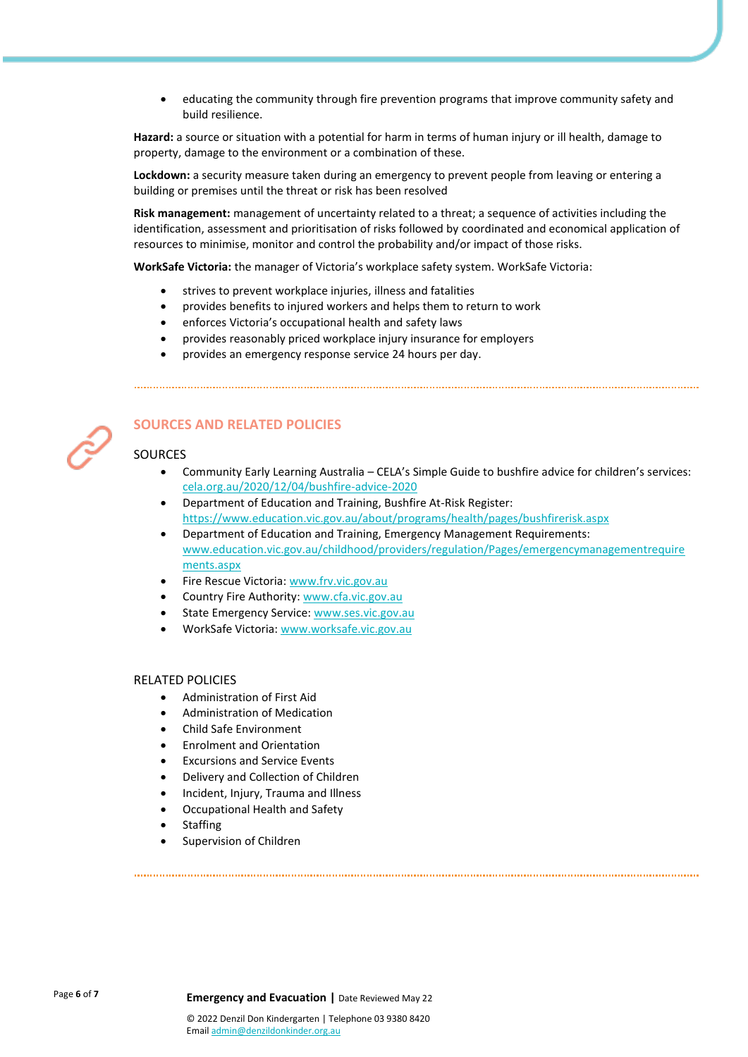- educating the community through fire prevention programs that improve community safety and build resilience.

**Hazard:** a source or situation with a potential for harm in terms of human injury or ill health, damage to property, damage to the environment or a combination of these.

**Lockdown:** a security measure taken during an emergency to prevent people from leaving or entering a building or premises until the threat or risk has been resolved

**Risk management:** management of uncertainty related to a threat; a sequence of activities including the identification, assessment and prioritisation of risks followed by coordinated and economical application of resources to minimise, monitor and control the probability and/or impact of those risks.

**WorkSafe Victoria:** the manager of Victoria's workplace safety system. WorkSafe Victoria:

- strives to prevent workplace injuries, illness and fatalities
- provides benefits to injured workers and helps them to return to work
- enforces Victoria's occupational health and safety laws
- provides reasonably priced workplace injury insurance for employers
- provides an emergency response service 24 hours per day.

## SOURCES AND RELATED POLICIES

### SOURCES

- Community Early Learning Australia – CELA's Simple Guide to bushfire advice for children's services: cela.org.au/2020/12/04/bushfire-advice-2020
- Department of Education and Training, Bushfire At-Risk Register: https://www.education.vic.gov.au/about/programs/health/pages/bushfirerisk.aspx
- Department of Education and Training, Emergency Management Requirements: www.education.vic.gov.au/childhood/providers/regulation/Pages/emergencymanagementrequirements.aspx
- Fire Rescue Victoria: www.frv.vic.gov.au
- Country Fire Authority: www.cfa.vic.gov.au
- State Emergency Service: www.ses.vic.gov.au
- WorkSafe Victoria: www.worksafe.vic.gov.au

### RELATED POLICIES

- Administration of First Aid
- Administration of Medication
- Child Safe Environment
- Enrolment and Orientation
- Excursions and Service Events
- Delivery and Collection of Children
- Incident, Injury, Trauma and Illness
- Occupational Health and Safety
- Staffing
- Supervision of Children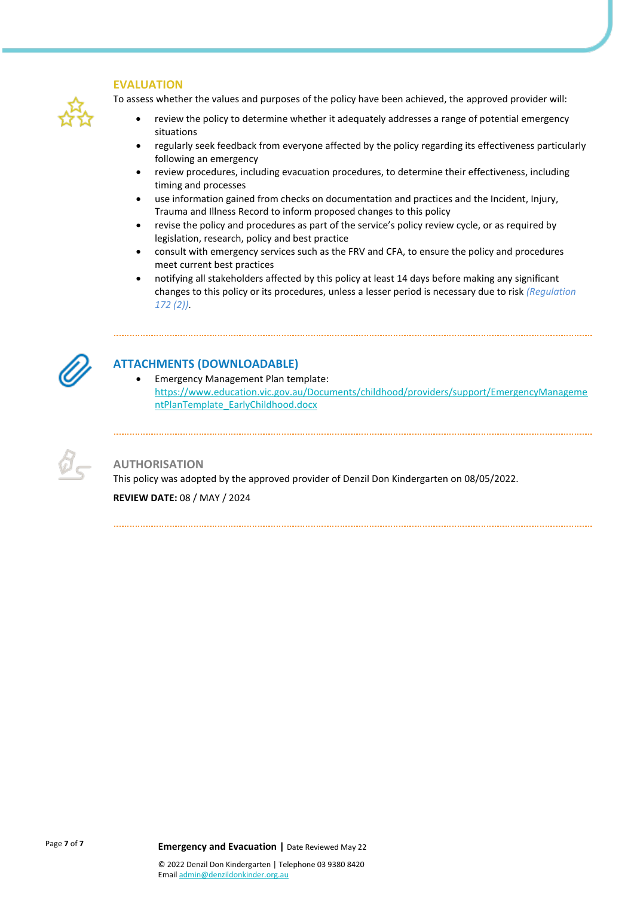## EVALUATION

To assess whether the values and purposes of the policy have been achieved, the approved provider will:

- review the policy to determine whether it adequately addresses a range of potential emergency situations
- regularly seek feedback from everyone affected by the policy regarding its effectiveness particularly following an emergency
- review procedures, including evacuation procedures, to determine their effectiveness, including timing and processes
- use information gained from checks on documentation and practices and the Incident, Injury, Trauma and Illness Record to inform proposed changes to this policy
- revise the policy and procedures as part of the service's policy review cycle, or as required by legislation, research, policy and best practice
- consult with emergency services such as the FRV and CFA, to ensure the policy and procedures meet current best practices
- notifying all stakeholders affected by this policy at least 14 days before making any significant changes to this policy or its procedures, unless a lesser period is necessary due to risk *(Regulation 172 (2))*.

## ATTACHMENTS (DOWNLOADABLE)

- Emergency Management Plan template: https://www.education.vic.gov.au/Documents/childhood/providers/support/EmergencyManagementPlanTemplate_EarlyChildhood.docx

## AUTHORISATION

This policy was adopted by the approved provider of Denzil Don Kindergarten on 08/05/2022.

**REVIEW DATE:** 08 / MAY / 2024